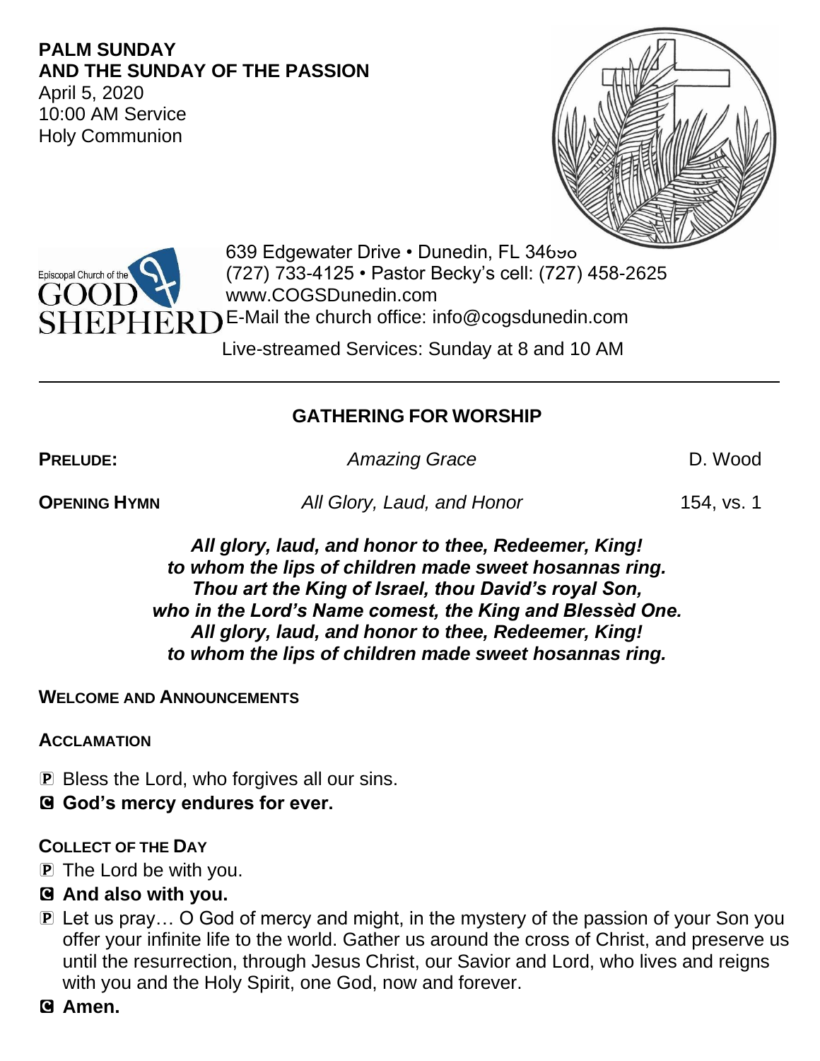**PALM SUNDAY**
**AND THE SUNDAY OF THE PASSION**
April 5, 2020
10:00 AM Service
Holy Communion

Episcopal Church of the GOOD SHEPHERD

639 Edgewater Drive • Dunedin, FL 34698
(727) 733-4125 • Pastor Becky's cell: (727) 458-2625
www.COGSDunedin.com
E-Mail the church office: info@cogsdunedin.com

Live-streamed Services: Sunday at 8 and 10 AM

---

## GATHERING FOR WORSHIP

**PRELUDE:** *Amazing Grace* D. Wood

**OPENING HYMN** *All Glory, Laud, and Honor* 154, vs. 1

***All glory, laud, and honor to thee, Redeemer, King!***
***to whom the lips of children made sweet hosannas ring.***
***Thou art the King of Israel, thou David's royal Son,***
***who in the Lord's Name comest, the King and Blessèd One.***
***All glory, laud, and honor to thee, Redeemer, King!***
***to whom the lips of children made sweet hosannas ring.***

**WELCOME AND ANNOUNCEMENTS**

**ACCLAMATION**

P Bless the Lord, who forgives all our sins.
**C God's mercy endures for ever.**

**COLLECT OF THE DAY**

P The Lord be with you.
**C And also with you.**
P Let us pray… O God of mercy and might, in the mystery of the passion of your Son you offer your infinite life to the world. Gather us around the cross of Christ, and preserve us until the resurrection, through Jesus Christ, our Savior and Lord, who lives and reigns with you and the Holy Spirit, one God, now and forever.
**C Amen.**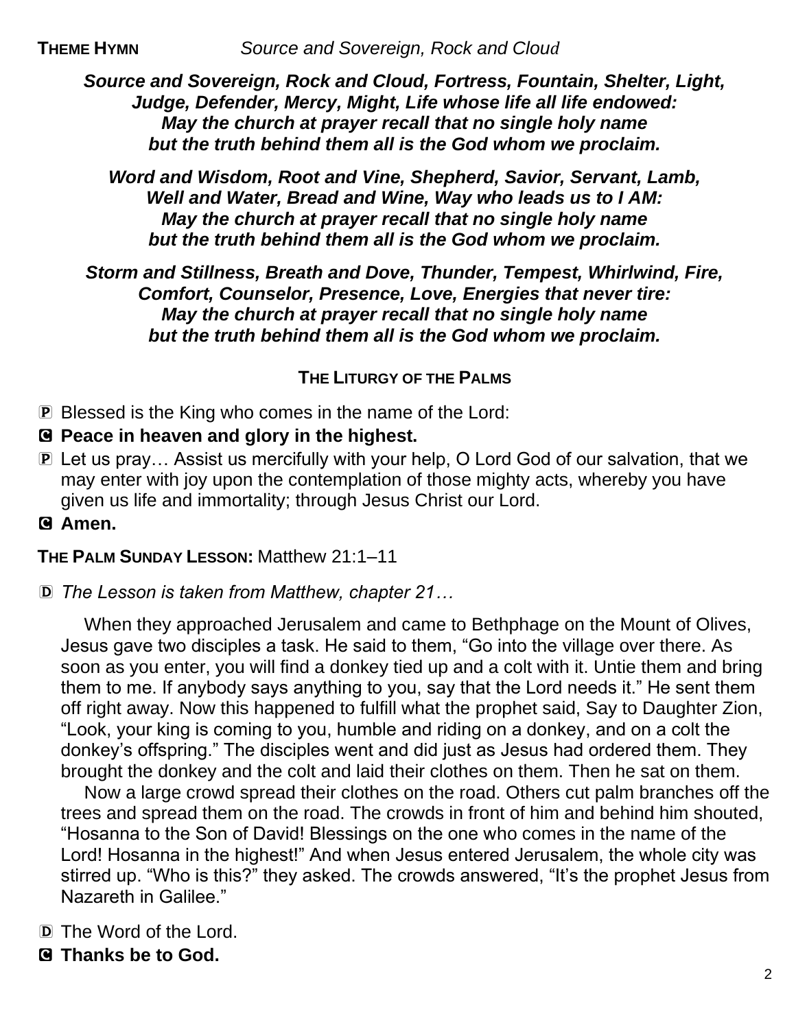**THEME HYMN** *Source and Sovereign, Rock and Cloud*

***Source and Sovereign, Rock and Cloud, Fortress, Fountain, Shelter, Light, Judge, Defender, Mercy, Might, Life whose life all life endowed: May the church at prayer recall that no single holy name but the truth behind them all is the God whom we proclaim.***

***Word and Wisdom, Root and Vine, Shepherd, Savior, Servant, Lamb, Well and Water, Bread and Wine, Way who leads us to I AM: May the church at prayer recall that no single holy name but the truth behind them all is the God whom we proclaim.***

***Storm and Stillness, Breath and Dove, Thunder, Tempest, Whirlwind, Fire, Comfort, Counselor, Presence, Love, Energies that never tire: May the church at prayer recall that no single holy name but the truth behind them all is the God whom we proclaim.***

## THE LITURGY OF THE PALMS

P Blessed is the King who comes in the name of the Lord:

**C Peace in heaven and glory in the highest.**

P Let us pray… Assist us mercifully with your help, O Lord God of our salvation, that we may enter with joy upon the contemplation of those mighty acts, whereby you have given us life and immortality; through Jesus Christ our Lord.

**C Amen.**

**THE PALM SUNDAY LESSON:** Matthew 21:1–11

D *The Lesson is taken from Matthew, chapter 21…*

When they approached Jerusalem and came to Bethphage on the Mount of Olives, Jesus gave two disciples a task. He said to them, "Go into the village over there. As soon as you enter, you will find a donkey tied up and a colt with it. Untie them and bring them to me. If anybody says anything to you, say that the Lord needs it." He sent them off right away. Now this happened to fulfill what the prophet said, Say to Daughter Zion, "Look, your king is coming to you, humble and riding on a donkey, and on a colt the donkey's offspring." The disciples went and did just as Jesus had ordered them. They brought the donkey and the colt and laid their clothes on them. Then he sat on them.

Now a large crowd spread their clothes on the road. Others cut palm branches off the trees and spread them on the road. The crowds in front of him and behind him shouted, "Hosanna to the Son of David! Blessings on the one who comes in the name of the Lord! Hosanna in the highest!" And when Jesus entered Jerusalem, the whole city was stirred up. "Who is this?" they asked. The crowds answered, "It's the prophet Jesus from Nazareth in Galilee."

D The Word of the Lord.

**C Thanks be to God.**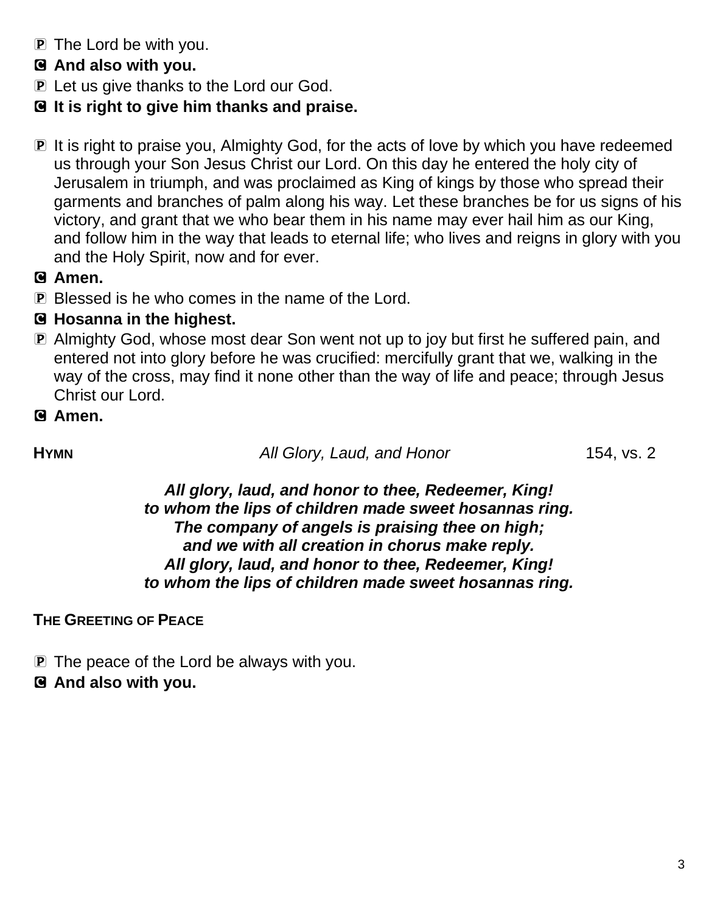Ⓟ The Lord be with you.

**Ⓒ And also with you.**

Ⓟ Let us give thanks to the Lord our God.

**Ⓒ It is right to give him thanks and praise.**

Ⓟ It is right to praise you, Almighty God, for the acts of love by which you have redeemed us through your Son Jesus Christ our Lord. On this day he entered the holy city of Jerusalem in triumph, and was proclaimed as King of kings by those who spread their garments and branches of palm along his way. Let these branches be for us signs of his victory, and grant that we who bear them in his name may ever hail him as our King, and follow him in the way that leads to eternal life; who lives and reigns in glory with you and the Holy Spirit, now and for ever.

**Ⓒ Amen.**

Ⓟ Blessed is he who comes in the name of the Lord.

**Ⓒ Hosanna in the highest.**

Ⓟ Almighty God, whose most dear Son went not up to joy but first he suffered pain, and entered not into glory before he was crucified: mercifully grant that we, walking in the way of the cross, may find it none other than the way of life and peace; through Jesus Christ our Lord.

**Ⓒ Amen.**

**HYMN** *All Glory, Laud, and Honor* 154, vs. 2

***All glory, laud, and honor to thee, Redeemer, King!***
***to whom the lips of children made sweet hosannas ring.***
***The company of angels is praising thee on high;***
***and we with all creation in chorus make reply.***
***All glory, laud, and honor to thee, Redeemer, King!***
***to whom the lips of children made sweet hosannas ring.***

**THE GREETING OF PEACE**

Ⓟ The peace of the Lord be always with you.

**Ⓒ And also with you.**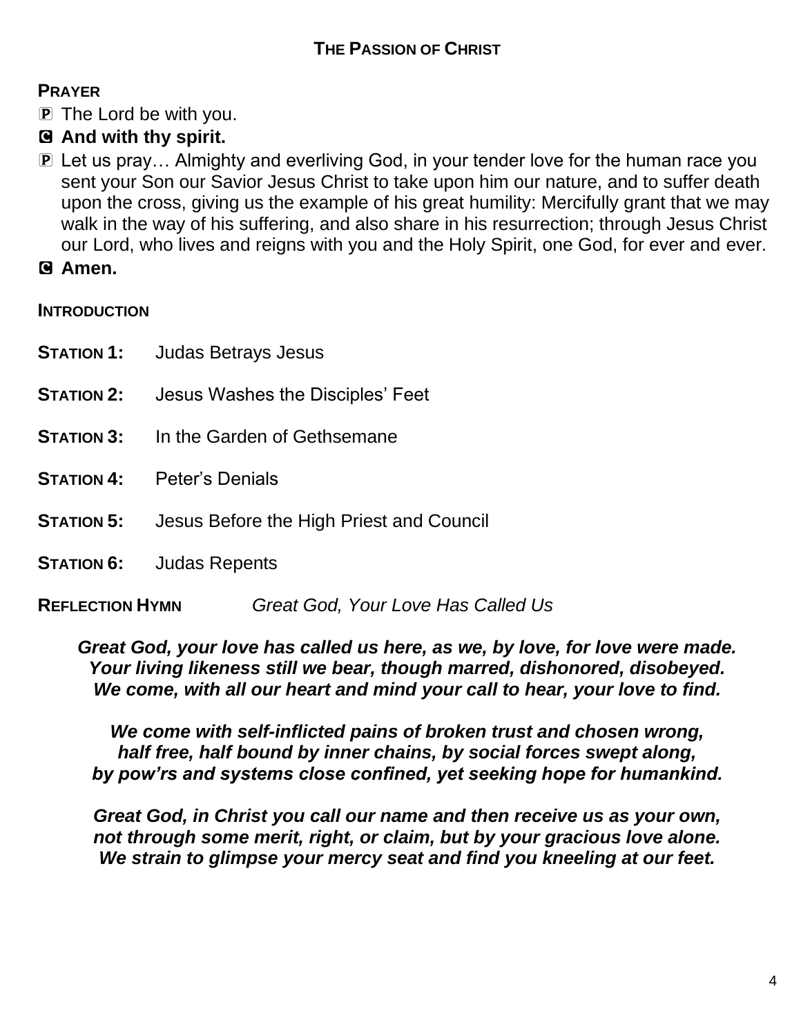## THE PASSION OF CHRIST

### PRAYER

P The Lord be with you.

**C And with thy spirit.**

P Let us pray… Almighty and everliving God, in your tender love for the human race you sent your Son our Savior Jesus Christ to take upon him our nature, and to suffer death upon the cross, giving us the example of his great humility: Mercifully grant that we may walk in the way of his suffering, and also share in his resurrection; through Jesus Christ our Lord, who lives and reigns with you and the Holy Spirit, one God, for ever and ever.

**C Amen.**

### INTRODUCTION

**STATION 1:** Judas Betrays Jesus

**STATION 2:** Jesus Washes the Disciples' Feet

**STATION 3:** In the Garden of Gethsemane

**STATION 4:** Peter's Denials

**STATION 5:** Jesus Before the High Priest and Council

**STATION 6:** Judas Repents

**REFLECTION HYMN** *Great God, Your Love Has Called Us*

***Great God, your love has called us here, as we, by love, for love were made.
Your living likeness still we bear, though marred, dishonored, disobeyed.
We come, with all our heart and mind your call to hear, your love to find.***

***We come with self-inflicted pains of broken trust and chosen wrong,
half free, half bound by inner chains, by social forces swept along,
by pow'rs and systems close confined, yet seeking hope for humankind.***

***Great God, in Christ you call our name and then receive us as your own,
not through some merit, right, or claim, but by your gracious love alone.
We strain to glimpse your mercy seat and find you kneeling at our feet.***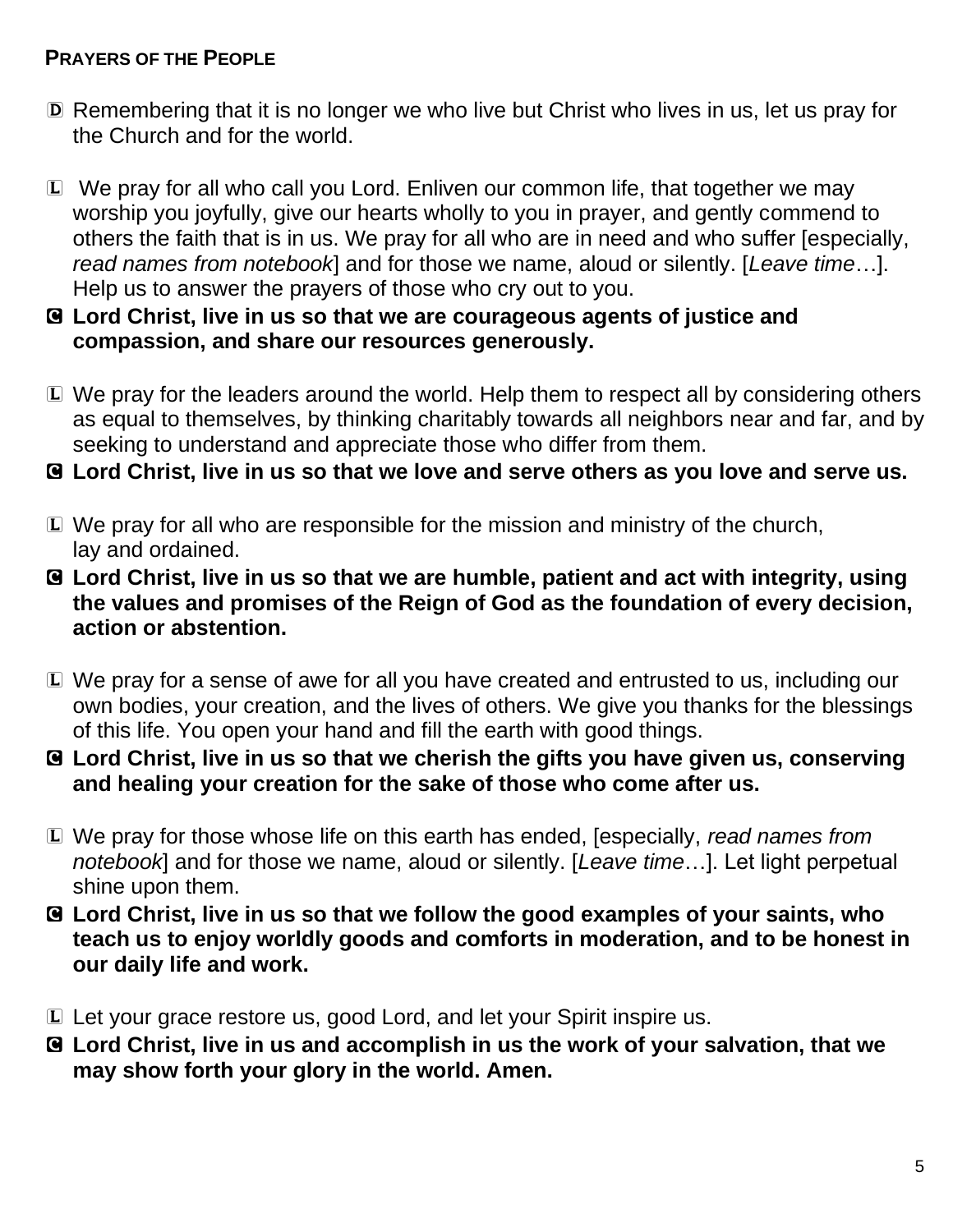**PRAYERS OF THE PEOPLE**

D Remembering that it is no longer we who live but Christ who lives in us, let us pray for the Church and for the world.

L We pray for all who call you Lord. Enliven our common life, that together we may worship you joyfully, give our hearts wholly to you in prayer, and gently commend to others the faith that is in us. We pray for all who are in need and who suffer [especially, *read names from notebook*] and for those we name, aloud or silently. [*Leave time*…]. Help us to answer the prayers of those who cry out to you.

**C Lord Christ, live in us so that we are courageous agents of justice and compassion, and share our resources generously.**

L We pray for the leaders around the world. Help them to respect all by considering others as equal to themselves, by thinking charitably towards all neighbors near and far, and by seeking to understand and appreciate those who differ from them.

**C Lord Christ, live in us so that we love and serve others as you love and serve us.**

L We pray for all who are responsible for the mission and ministry of the church, lay and ordained.

**C Lord Christ, live in us so that we are humble, patient and act with integrity, using the values and promises of the Reign of God as the foundation of every decision, action or abstention.**

L We pray for a sense of awe for all you have created and entrusted to us, including our own bodies, your creation, and the lives of others. We give you thanks for the blessings of this life. You open your hand and fill the earth with good things.

**C Lord Christ, live in us so that we cherish the gifts you have given us, conserving and healing your creation for the sake of those who come after us.**

L We pray for those whose life on this earth has ended, [especially, *read names from notebook*] and for those we name, aloud or silently. [*Leave time*…]. Let light perpetual shine upon them.

**C Lord Christ, live in us so that we follow the good examples of your saints, who teach us to enjoy worldly goods and comforts in moderation, and to be honest in our daily life and work.**

L Let your grace restore us, good Lord, and let your Spirit inspire us.

**C Lord Christ, live in us and accomplish in us the work of your salvation, that we may show forth your glory in the world. Amen.**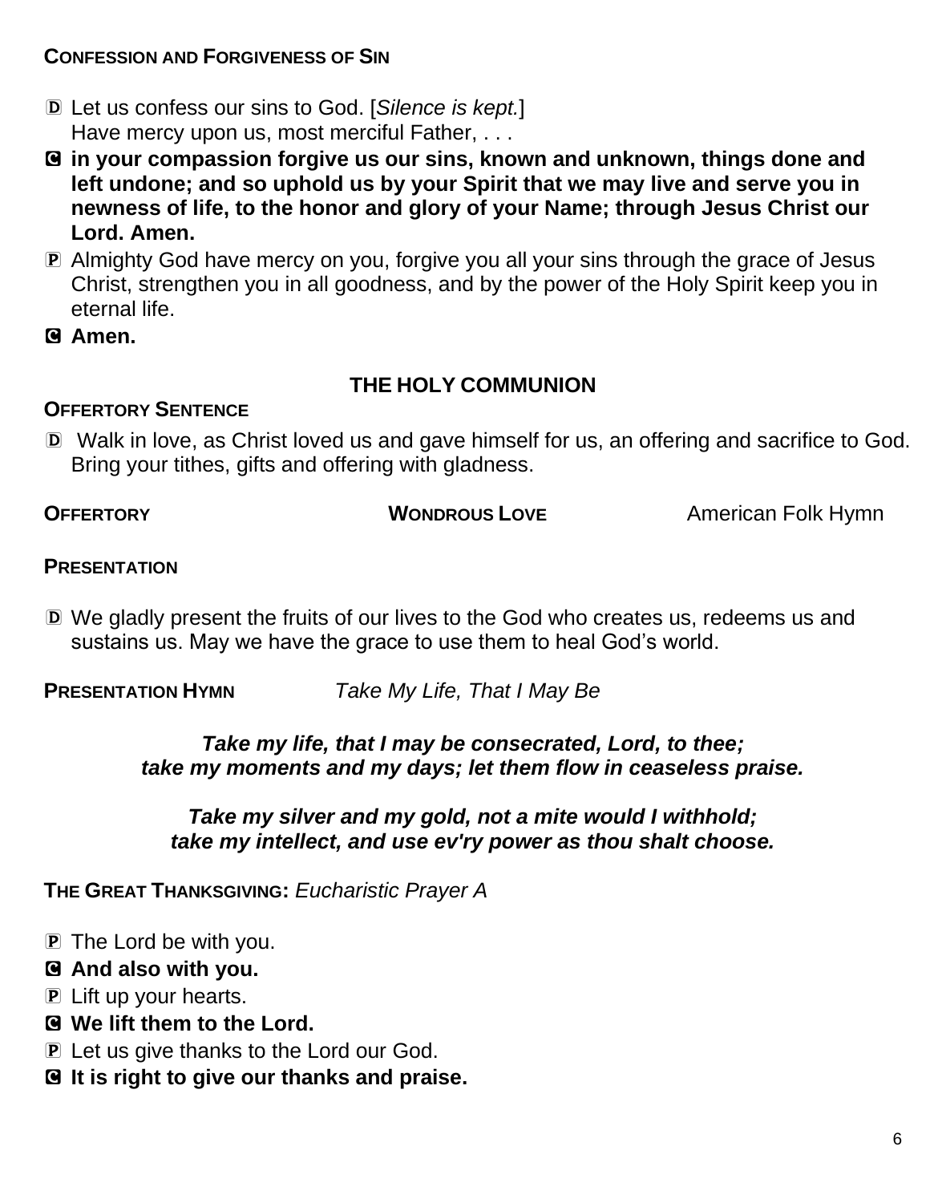**CONFESSION AND FORGIVENESS OF SIN**

D Let us confess our sins to God. [*Silence is kept.*]
Have mercy upon us, most merciful Father, . . .

C **in your compassion forgive us our sins, known and unknown, things done and left undone; and so uphold us by your Spirit that we may live and serve you in newness of life, to the honor and glory of your Name; through Jesus Christ our Lord. Amen.**

P Almighty God have mercy on you, forgive you all your sins through the grace of Jesus Christ, strengthen you in all goodness, and by the power of the Holy Spirit keep you in eternal life.

C **Amen.**

## THE HOLY COMMUNION

**OFFERTORY SENTENCE**

D Walk in love, as Christ loved us and gave himself for us, an offering and sacrifice to God. Bring your tithes, gifts and offering with gladness.

**OFFERTORY** **WONDROUS LOVE** American Folk Hymn

**PRESENTATION**

D We gladly present the fruits of our lives to the God who creates us, redeems us and sustains us. May we have the grace to use them to heal God's world.

**PRESENTATION HYMN** *Take My Life, That I May Be*

***Take my life, that I may be consecrated, Lord, to thee;***
***take my moments and my days; let them flow in ceaseless praise.***

***Take my silver and my gold, not a mite would I withhold;***
***take my intellect, and use ev'ry power as thou shalt choose.***

**THE GREAT THANKSGIVING:** *Eucharistic Prayer A*

P The Lord be with you.

C **And also with you.**

P Lift up your hearts.

C **We lift them to the Lord.**

P Let us give thanks to the Lord our God.

C **It is right to give our thanks and praise.**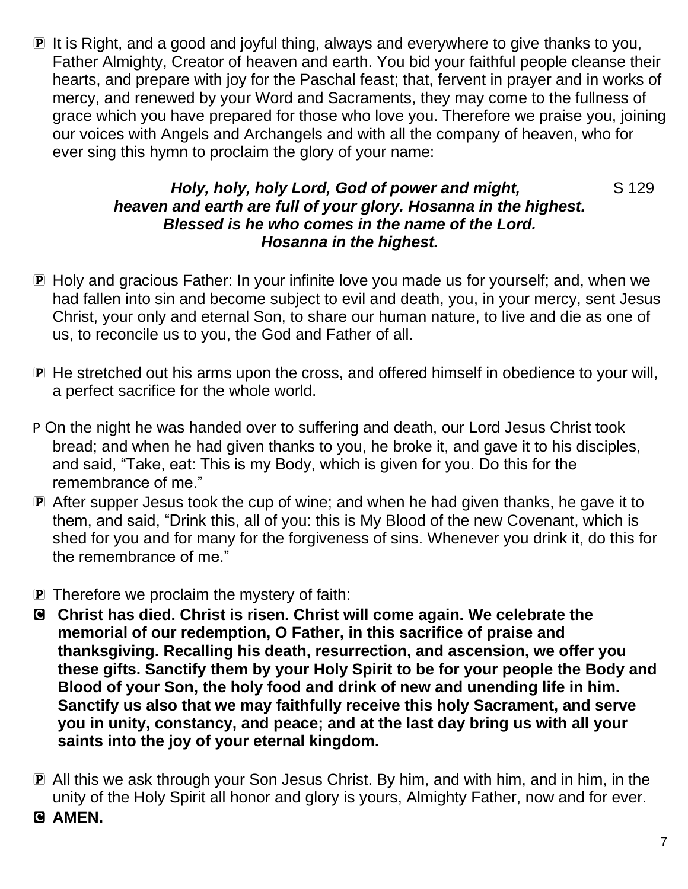P It is Right, and a good and joyful thing, always and everywhere to give thanks to you, Father Almighty, Creator of heaven and earth. You bid your faithful people cleanse their hearts, and prepare with joy for the Paschal feast; that, fervent in prayer and in works of mercy, and renewed by your Word and Sacraments, they may come to the fullness of grace which you have prepared for those who love you. Therefore we praise you, joining our voices with Angels and Archangels and with all the company of heaven, who for ever sing this hymn to proclaim the glory of your name:

***Holy, holy, holy Lord, God of power and might,*** S 129
***heaven and earth are full of your glory. Hosanna in the highest.***
***Blessed is he who comes in the name of the Lord.***
***Hosanna in the highest.***

P Holy and gracious Father: In your infinite love you made us for yourself; and, when we had fallen into sin and become subject to evil and death, you, in your mercy, sent Jesus Christ, your only and eternal Son, to share our human nature, to live and die as one of us, to reconcile us to you, the God and Father of all.

P He stretched out his arms upon the cross, and offered himself in obedience to your will, a perfect sacrifice for the whole world.

P On the night he was handed over to suffering and death, our Lord Jesus Christ took bread; and when he had given thanks to you, he broke it, and gave it to his disciples, and said, "Take, eat: This is my Body, which is given for you. Do this for the remembrance of me."

P After supper Jesus took the cup of wine; and when he had given thanks, he gave it to them, and said, "Drink this, all of you: this is My Blood of the new Covenant, which is shed for you and for many for the forgiveness of sins. Whenever you drink it, do this for the remembrance of me."

P Therefore we proclaim the mystery of faith:

**C Christ has died. Christ is risen. Christ will come again. We celebrate the memorial of our redemption, O Father, in this sacrifice of praise and thanksgiving. Recalling his death, resurrection, and ascension, we offer you these gifts. Sanctify them by your Holy Spirit to be for your people the Body and Blood of your Son, the holy food and drink of new and unending life in him. Sanctify us also that we may faithfully receive this holy Sacrament, and serve you in unity, constancy, and peace; and at the last day bring us with all your saints into the joy of your eternal kingdom.**

P All this we ask through your Son Jesus Christ. By him, and with him, and in him, in the unity of the Holy Spirit all honor and glory is yours, Almighty Father, now and for ever.

**C AMEN.**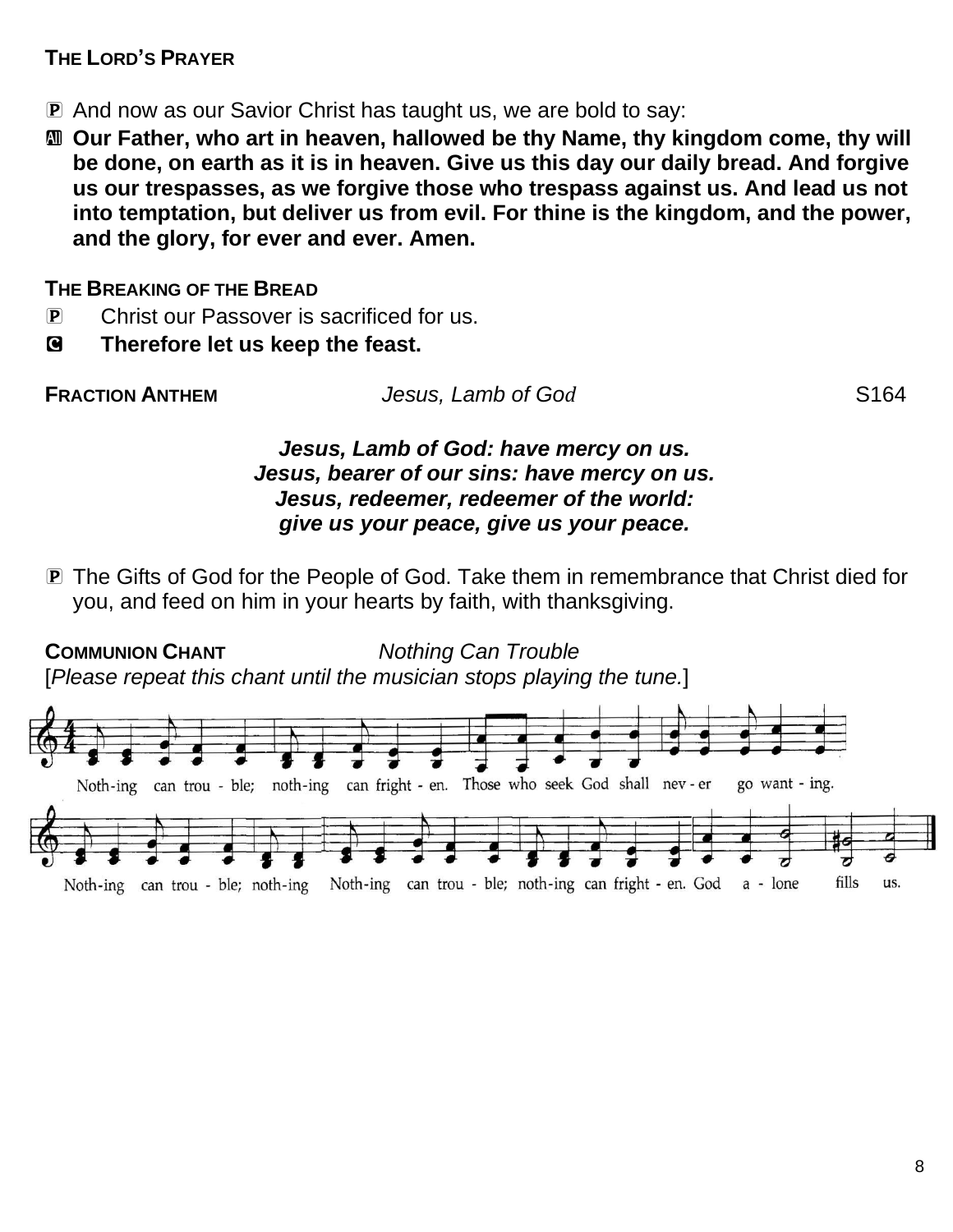**THE LORD'S PRAYER**

Ⓟ And now as our Savior Christ has taught us, we are bold to say:

Ⓐ **Our Father, who art in heaven, hallowed be thy Name, thy kingdom come, thy will be done, on earth as it is in heaven. Give us this day our daily bread. And forgive us our trespasses, as we forgive those who trespass against us. And lead us not into temptation, but deliver us from evil. For thine is the kingdom, and the power, and the glory, for ever and ever. Amen.**

**THE BREAKING OF THE BREAD**

Ⓟ Christ our Passover is sacrificed for us.

Ⓒ **Therefore let us keep the feast.**

**FRACTION ANTHEM** *Jesus, Lamb of God* S164

***Jesus, Lamb of God: have mercy on us.***
***Jesus, bearer of our sins: have mercy on us.***
***Jesus, redeemer, redeemer of the world:***
***give us your peace, give us your peace.***

Ⓟ The Gifts of God for the People of God. Take them in remembrance that Christ died for you, and feed on him in your hearts by faith, with thanksgiving.

**COMMUNION CHANT** *Nothing Can Trouble*

[*Please repeat this chant until the musician stops playing the tune.*]

Noth-ing can trou - ble; noth-ing can fright - en. Those who seek God shall nev - er go want - ing.

Noth-ing can trou - ble; noth-ing Noth-ing can trou - ble; noth-ing can fright - en. God a - lone fills us.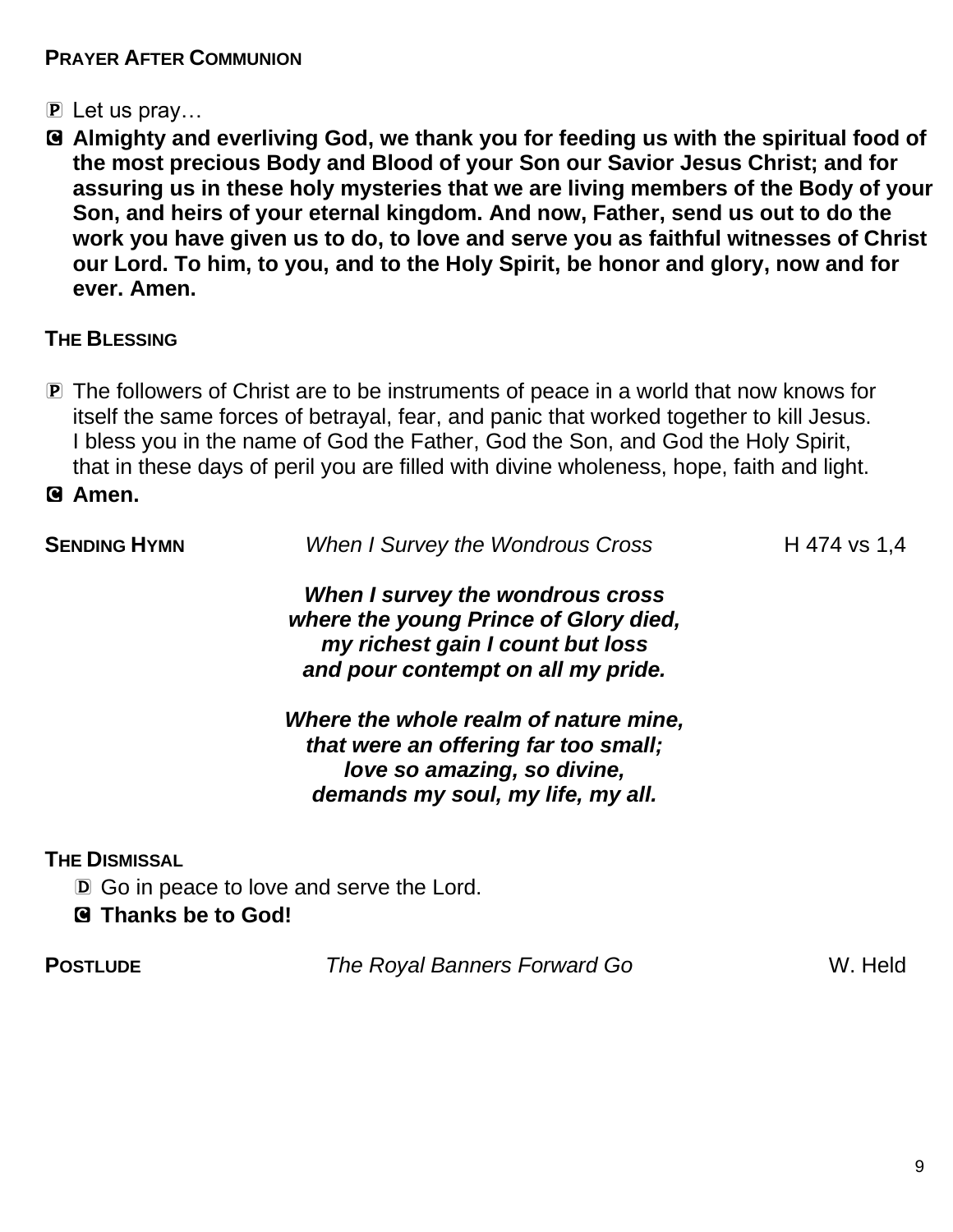**PRAYER AFTER COMMUNION**

Ⓟ Let us pray…

Ⓒ **Almighty and everliving God, we thank you for feeding us with the spiritual food of the most precious Body and Blood of your Son our Savior Jesus Christ; and for assuring us in these holy mysteries that we are living members of the Body of your Son, and heirs of your eternal kingdom. And now, Father, send us out to do the work you have given us to do, to love and serve you as faithful witnesses of Christ our Lord. To him, to you, and to the Holy Spirit, be honor and glory, now and for ever. Amen.**

**THE BLESSING**

Ⓟ The followers of Christ are to be instruments of peace in a world that now knows for itself the same forces of betrayal, fear, and panic that worked together to kill Jesus. I bless you in the name of God the Father, God the Son, and God the Holy Spirit, that in these days of peril you are filled with divine wholeness, hope, faith and light.

Ⓒ **Amen.**

**SENDING HYMN** *When I Survey the Wondrous Cross* H 474 vs 1,4

***When I survey the wondrous cross***
***where the young Prince of Glory died,***
***my richest gain I count but loss***
***and pour contempt on all my pride.***

***Where the whole realm of nature mine,***
***that were an offering far too small;***
***love so amazing, so divine,***
***demands my soul, my life, my all.***

**THE DISMISSAL**

Ⓓ Go in peace to love and serve the Lord.

Ⓒ **Thanks be to God!**

**POSTLUDE** *The Royal Banners Forward Go* W. Held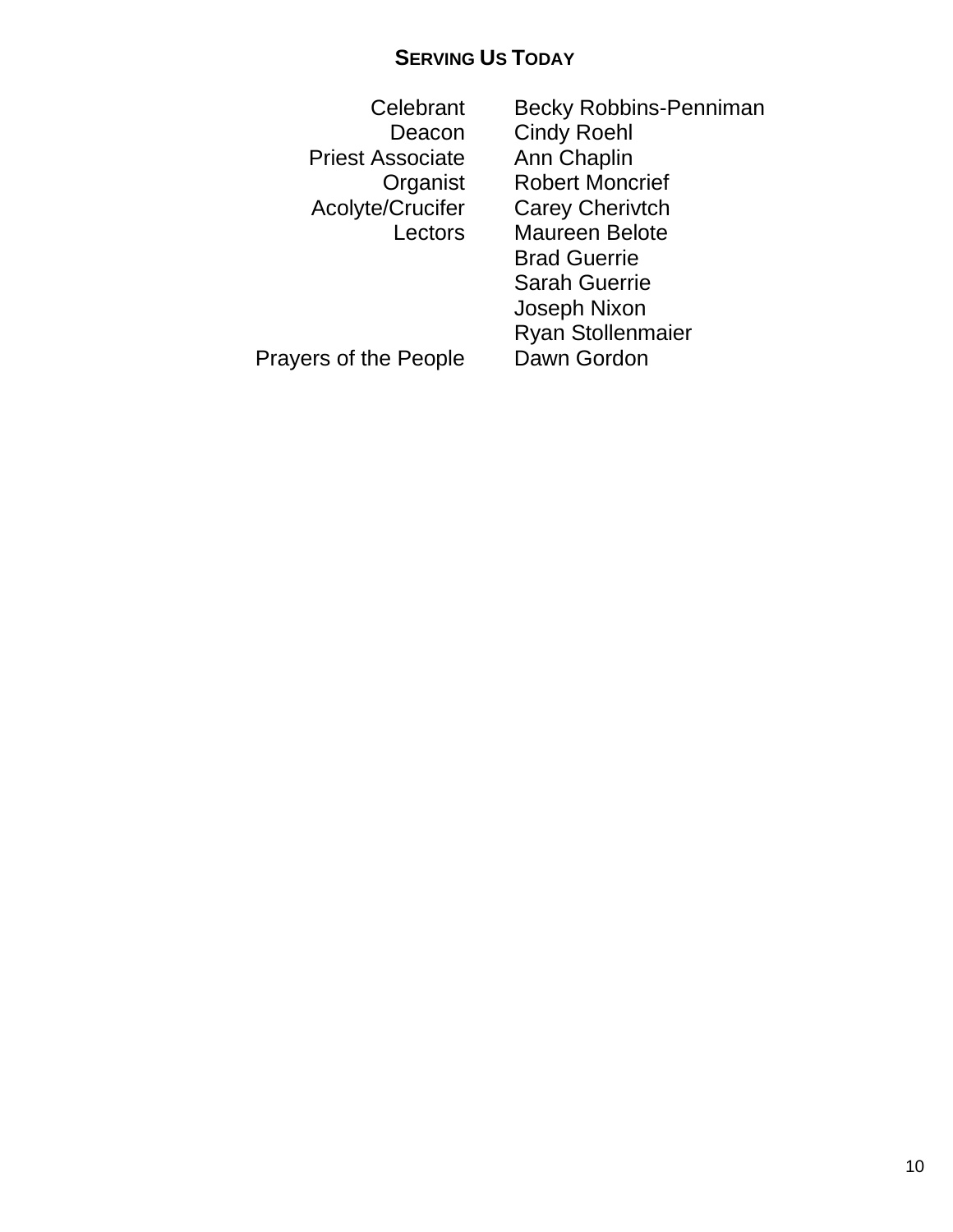## SERVING US TODAY

| | |
|---|---|
| Celebrant | Becky Robbins-Penniman |
| Deacon | Cindy Roehl |
| Priest Associate | Ann Chaplin |
| Organist | Robert Moncrief |
| Acolyte/Crucifer | Carey Cherivtch |
| Lectors | Maureen Belote |
| | Brad Guerrie |
| | Sarah Guerrie |
| | Joseph Nixon |
| | Ryan Stollenmaier |
| Prayers of the People | Dawn Gordon |